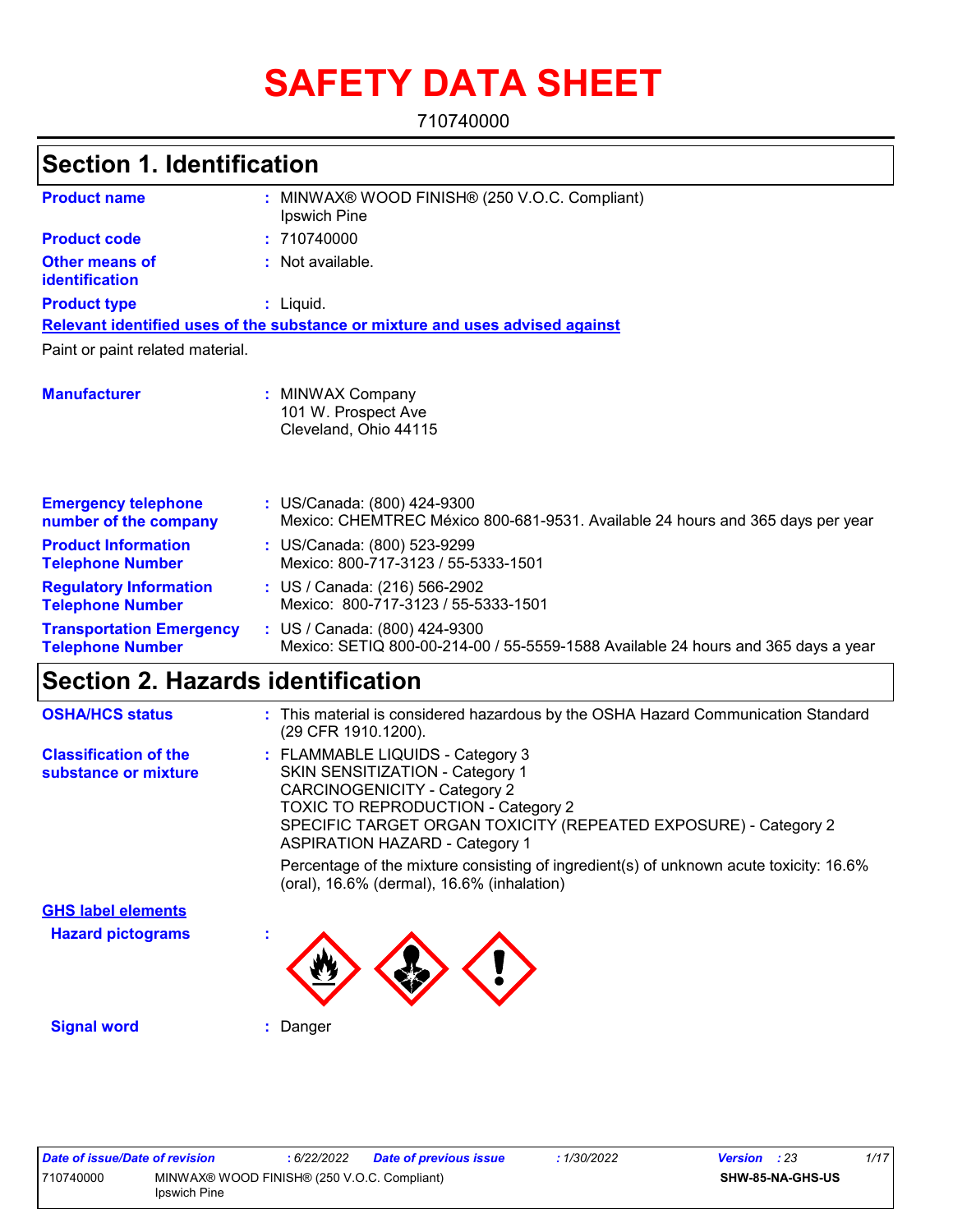# SAFETY DATA SHEET

710740000

## Section 1. Identification

**Product name** : MINWAX® WOOD FINISH® (250 V.O.C. Compliant) Ipswich Pine

**Product code** : 710740000

**Other means of identification** : Not available.

**Product type** : Liquid.

**Relevant identified uses of the substance or mixture and uses advised against**

Paint or paint related material.

**Manufacturer** : MINWAX Company
101 W. Prospect Ave
Cleveland, Ohio 44115

**Emergency telephone number of the company** : US/Canada: (800) 424-9300
Mexico: CHEMTREC México 800-681-9531. Available 24 hours and 365 days per year

**Product Information Telephone Number** : US/Canada: (800) 523-9299
Mexico: 800-717-3123 / 55-5333-1501

**Regulatory Information Telephone Number** : US / Canada: (216) 566-2902
Mexico: 800-717-3123 / 55-5333-1501

**Transportation Emergency Telephone Number** : US / Canada: (800) 424-9300
Mexico: SETIQ 800-00-214-00 / 55-5559-1588 Available 24 hours and 365 days a year

## Section 2. Hazards identification

**OSHA/HCS status** : This material is considered hazardous by the OSHA Hazard Communication Standard (29 CFR 1910.1200).

**Classification of the substance or mixture** : FLAMMABLE LIQUIDS - Category 3
SKIN SENSITIZATION - Category 1
CARCINOGENICITY - Category 2
TOXIC TO REPRODUCTION - Category 2
SPECIFIC TARGET ORGAN TOXICITY (REPEATED EXPOSURE) - Category 2
ASPIRATION HAZARD - Category 1

Percentage of the mixture consisting of ingredient(s) of unknown acute toxicity: 16.6% (oral), 16.6% (dermal), 16.6% (inhalation)

**GHS label elements**

**Hazard pictograms** :

**Signal word** : Danger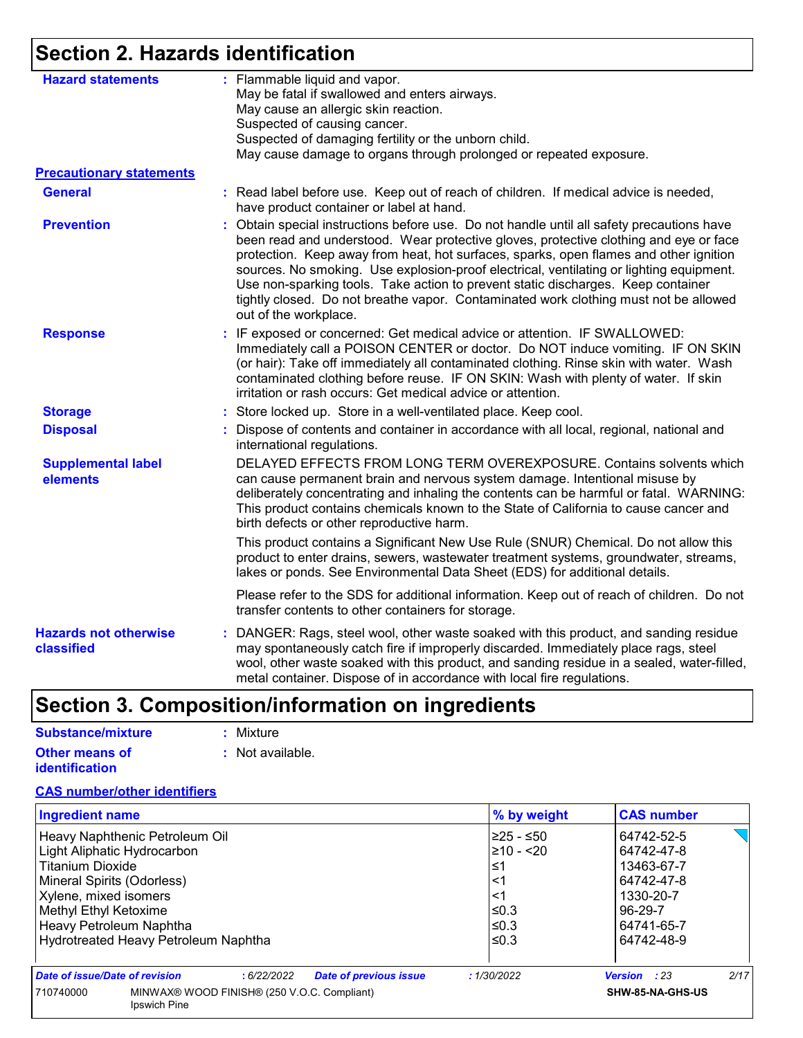## Section 2. Hazards identification

**Hazard statements** : Flammable liquid and vapor.
May be fatal if swallowed and enters airways.
May cause an allergic skin reaction.
Suspected of causing cancer.
Suspected of damaging fertility or the unborn child.
May cause damage to organs through prolonged or repeated exposure.

**Precautionary statements**

**General** : Read label before use. Keep out of reach of children. If medical advice is needed, have product container or label at hand.

**Prevention** : Obtain special instructions before use. Do not handle until all safety precautions have been read and understood. Wear protective gloves, protective clothing and eye or face protection. Keep away from heat, hot surfaces, sparks, open flames and other ignition sources. No smoking. Use explosion-proof electrical, ventilating or lighting equipment. Use non-sparking tools. Take action to prevent static discharges. Keep container tightly closed. Do not breathe vapor. Contaminated work clothing must not be allowed out of the workplace.

**Response** : IF exposed or concerned: Get medical advice or attention. IF SWALLOWED: Immediately call a POISON CENTER or doctor. Do NOT induce vomiting. IF ON SKIN (or hair): Take off immediately all contaminated clothing. Rinse skin with water. Wash contaminated clothing before reuse. IF ON SKIN: Wash with plenty of water. If skin irritation or rash occurs: Get medical advice or attention.

**Storage** : Store locked up. Store in a well-ventilated place. Keep cool.

**Disposal** : Dispose of contents and container in accordance with all local, regional, national and international regulations.

**Supplemental label elements**

DELAYED EFFECTS FROM LONG TERM OVEREXPOSURE. Contains solvents which can cause permanent brain and nervous system damage. Intentional misuse by deliberately concentrating and inhaling the contents can be harmful or fatal. WARNING: This product contains chemicals known to the State of California to cause cancer and birth defects or other reproductive harm.

This product contains a Significant New Use Rule (SNUR) Chemical. Do not allow this product to enter drains, sewers, wastewater treatment systems, groundwater, streams, lakes or ponds. See Environmental Data Sheet (EDS) for additional details.

Please refer to the SDS for additional information. Keep out of reach of children. Do not transfer contents to other containers for storage.

**Hazards not otherwise classified** : DANGER: Rags, steel wool, other waste soaked with this product, and sanding residue may spontaneously catch fire if improperly discarded. Immediately place rags, steel wool, other waste soaked with this product, and sanding residue in a sealed, water-filled, metal container. Dispose of in accordance with local fire regulations.

## Section 3. Composition/information on ingredients

**Substance/mixture** : Mixture

**Other means of identification** : Not available.

**CAS number/other identifiers**

| Ingredient name | % by weight | CAS number |
|---|---|---|
| Heavy Naphthenic Petroleum Oil | ≥25 - ≤50 | 64742-52-5 |
| Light Aliphatic Hydrocarbon | ≥10 - <20 | 64742-47-8 |
| Titanium Dioxide | ≤1 | 13463-67-7 |
| Mineral Spirits (Odorless) | <1 | 64742-47-8 |
| Xylene, mixed isomers | <1 | 1330-20-7 |
| Methyl Ethyl Ketoxime | ≤0.3 | 96-29-7 |
| Heavy Petroleum Naphtha | ≤0.3 | 64741-65-7 |
| Hydrotreated Heavy Petroleum Naphtha | ≤0.3 | 64742-48-9 |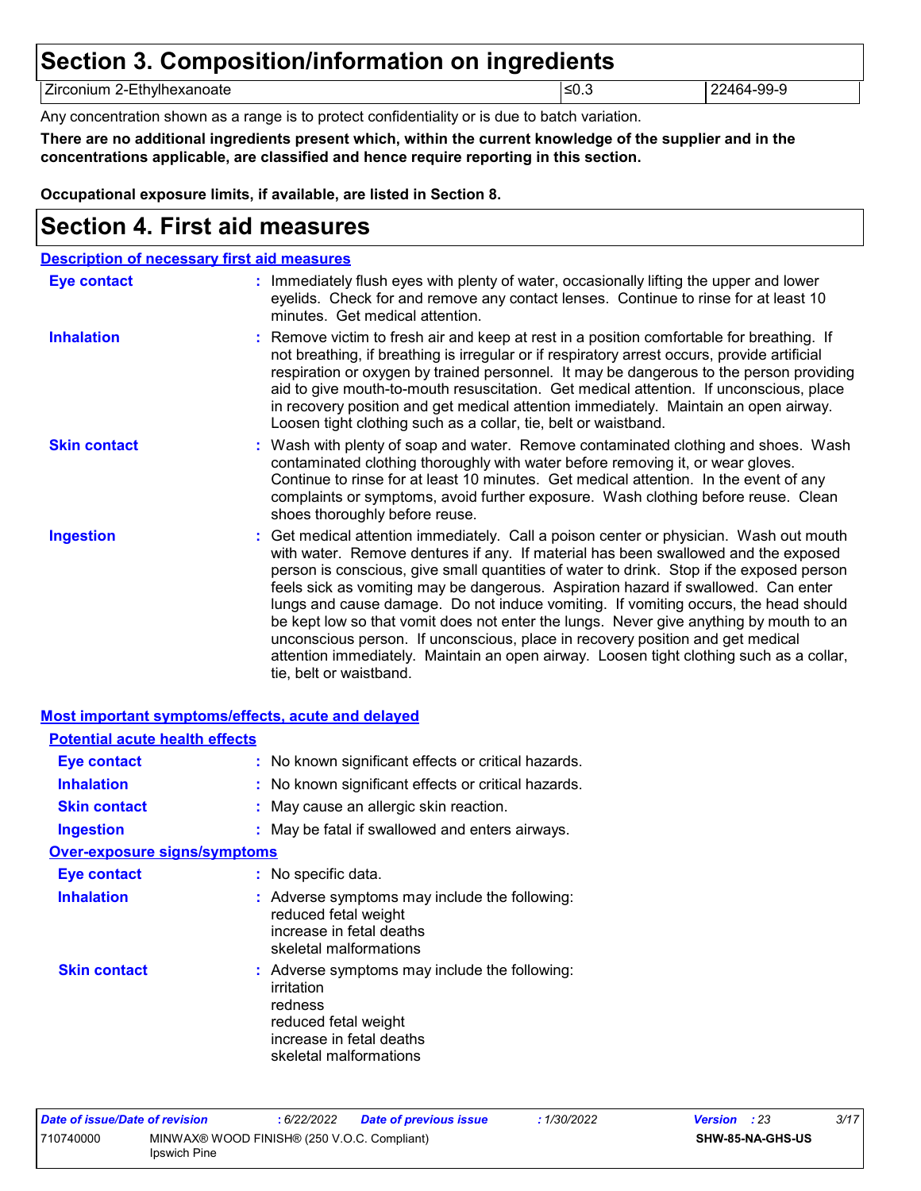# Section 3. Composition/information on ingredients

| Zirconium 2-Ethylhexanoate | ≤0.3 | 22464-99-9 |
|---|---|---|

Any concentration shown as a range is to protect confidentiality or is due to batch variation.

**There are no additional ingredients present which, within the current knowledge of the supplier and in the concentrations applicable, are classified and hence require reporting in this section.**

**Occupational exposure limits, if available, are listed in Section 8.**

# Section 4. First aid measures

## Description of necessary first aid measures

**Eye contact** : Immediately flush eyes with plenty of water, occasionally lifting the upper and lower eyelids. Check for and remove any contact lenses. Continue to rinse for at least 10 minutes. Get medical attention.

**Inhalation** : Remove victim to fresh air and keep at rest in a position comfortable for breathing. If not breathing, if breathing is irregular or if respiratory arrest occurs, provide artificial respiration or oxygen by trained personnel. It may be dangerous to the person providing aid to give mouth-to-mouth resuscitation. Get medical attention. If unconscious, place in recovery position and get medical attention immediately. Maintain an open airway. Loosen tight clothing such as a collar, tie, belt or waistband.

**Skin contact** : Wash with plenty of soap and water. Remove contaminated clothing and shoes. Wash contaminated clothing thoroughly with water before removing it, or wear gloves. Continue to rinse for at least 10 minutes. Get medical attention. In the event of any complaints or symptoms, avoid further exposure. Wash clothing before reuse. Clean shoes thoroughly before reuse.

**Ingestion** : Get medical attention immediately. Call a poison center or physician. Wash out mouth with water. Remove dentures if any. If material has been swallowed and the exposed person is conscious, give small quantities of water to drink. Stop if the exposed person feels sick as vomiting may be dangerous. Aspiration hazard if swallowed. Can enter lungs and cause damage. Do not induce vomiting. If vomiting occurs, the head should be kept low so that vomit does not enter the lungs. Never give anything by mouth to an unconscious person. If unconscious, place in recovery position and get medical attention immediately. Maintain an open airway. Loosen tight clothing such as a collar, tie, belt or waistband.

## Most important symptoms/effects, acute and delayed

### Potential acute health effects

**Eye contact** : No known significant effects or critical hazards.

**Inhalation** : No known significant effects or critical hazards.

**Skin contact** : May cause an allergic skin reaction.

**Ingestion** : May be fatal if swallowed and enters airways.

### Over-exposure signs/symptoms

**Eye contact** : No specific data.

**Inhalation** : Adverse symptoms may include the following:
reduced fetal weight
increase in fetal deaths
skeletal malformations

**Skin contact** : Adverse symptoms may include the following:
irritation
redness
reduced fetal weight
increase in fetal deaths
skeletal malformations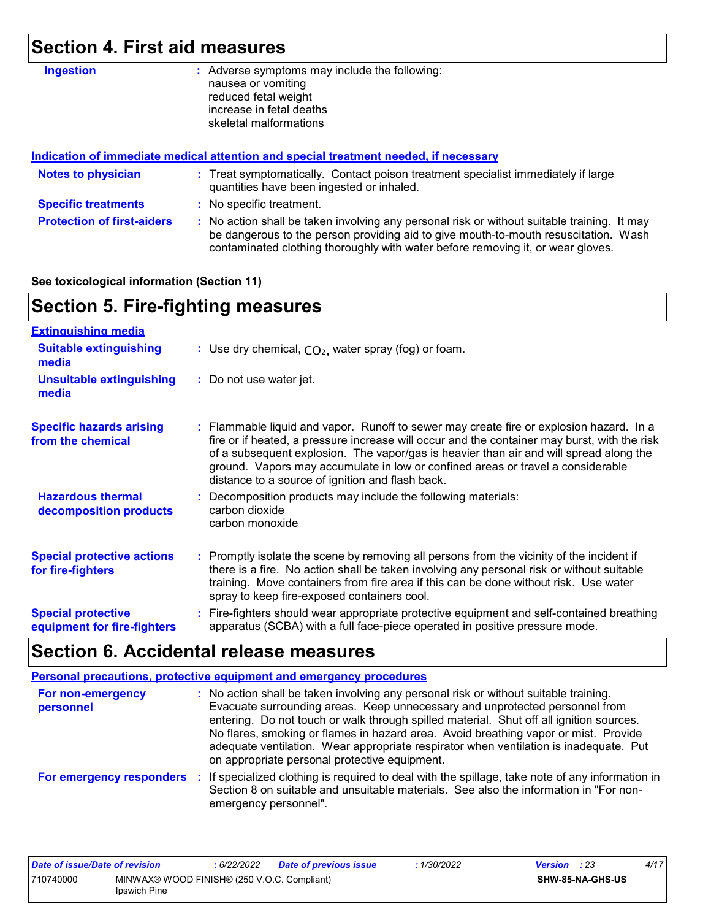## Section 4. First aid measures

**Ingestion** : Adverse symptoms may include the following:
nausea or vomiting
reduced fetal weight
increase in fetal deaths
skeletal malformations

**Indication of immediate medical attention and special treatment needed, if necessary**

**Notes to physician** : Treat symptomatically. Contact poison treatment specialist immediately if large quantities have been ingested or inhaled.

**Specific treatments** : No specific treatment.

**Protection of first-aiders** : No action shall be taken involving any personal risk or without suitable training. It may be dangerous to the person providing aid to give mouth-to-mouth resuscitation. Wash contaminated clothing thoroughly with water before removing it, or wear gloves.

**See toxicological information (Section 11)**

## Section 5. Fire-fighting measures

**Extinguishing media**

**Suitable extinguishing media** : Use dry chemical, $CO_2$, water spray (fog) or foam.

**Unsuitable extinguishing media** : Do not use water jet.

**Specific hazards arising from the chemical** : Flammable liquid and vapor. Runoff to sewer may create fire or explosion hazard. In a fire or if heated, a pressure increase will occur and the container may burst, with the risk of a subsequent explosion. The vapor/gas is heavier than air and will spread along the ground. Vapors may accumulate in low or confined areas or travel a considerable distance to a source of ignition and flash back.

**Hazardous thermal decomposition products** : Decomposition products may include the following materials:
carbon dioxide
carbon monoxide

**Special protective actions for fire-fighters** : Promptly isolate the scene by removing all persons from the vicinity of the incident if there is a fire. No action shall be taken involving any personal risk or without suitable training. Move containers from fire area if this can be done without risk. Use water spray to keep fire-exposed containers cool.

**Special protective equipment for fire-fighters** : Fire-fighters should wear appropriate protective equipment and self-contained breathing apparatus (SCBA) with a full face-piece operated in positive pressure mode.

## Section 6. Accidental release measures

**Personal precautions, protective equipment and emergency procedures**

**For non-emergency personnel** : No action shall be taken involving any personal risk or without suitable training. Evacuate surrounding areas. Keep unnecessary and unprotected personnel from entering. Do not touch or walk through spilled material. Shut off all ignition sources. No flares, smoking or flames in hazard area. Avoid breathing vapor or mist. Provide adequate ventilation. Wear appropriate respirator when ventilation is inadequate. Put on appropriate personal protective equipment.

**For emergency responders** : If specialized clothing is required to deal with the spillage, take note of any information in Section 8 on suitable and unsuitable materials. See also the information in "For non-emergency personnel".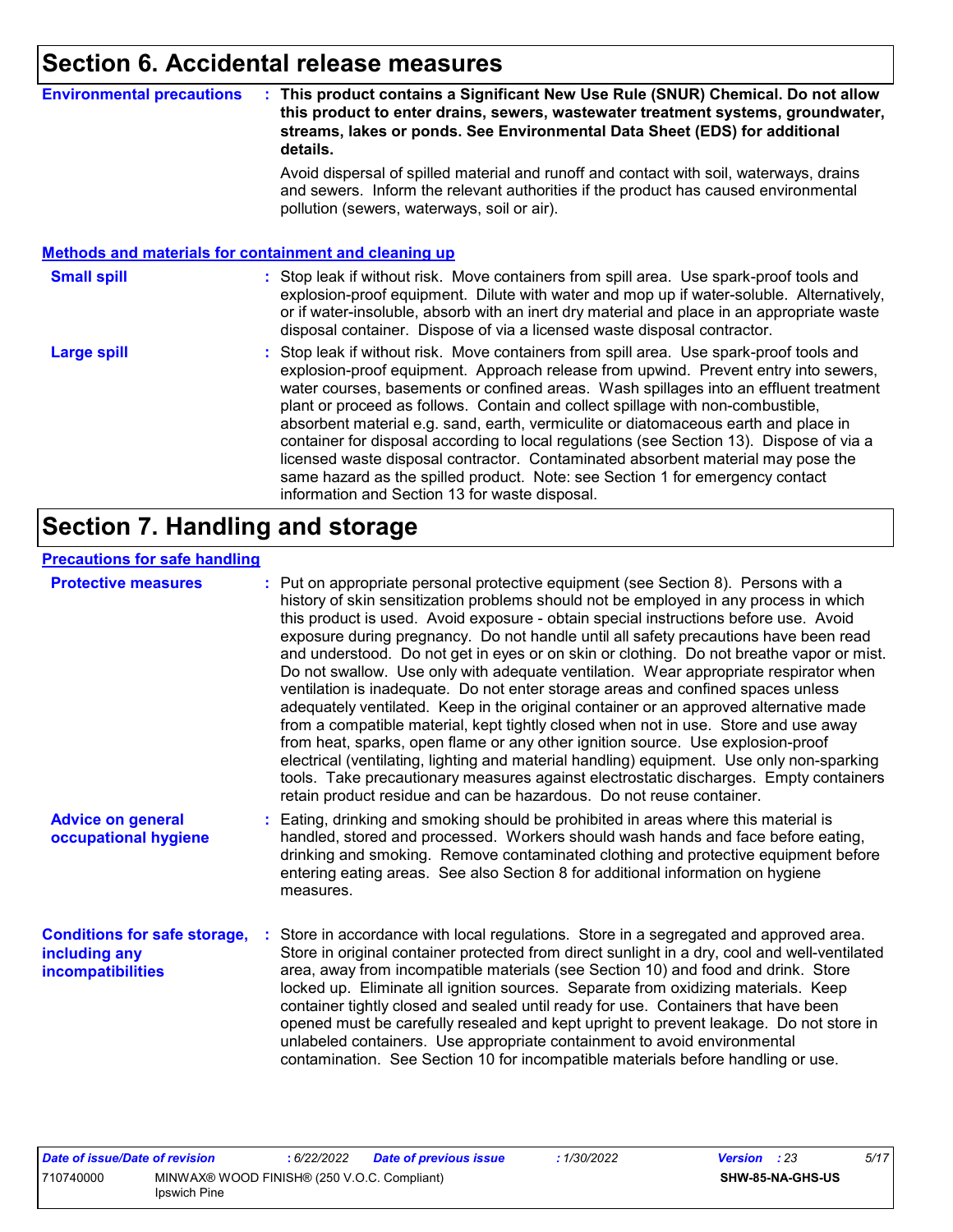## Section 6. Accidental release measures

**Environmental precautions** : **This product contains a Significant New Use Rule (SNUR) Chemical. Do not allow this product to enter drains, sewers, wastewater treatment systems, groundwater, streams, lakes or ponds. See Environmental Data Sheet (EDS) for additional details.**

Avoid dispersal of spilled material and runoff and contact with soil, waterways, drains and sewers. Inform the relevant authorities if the product has caused environmental pollution (sewers, waterways, soil or air).

### Methods and materials for containment and cleaning up

**Small spill** : Stop leak if without risk. Move containers from spill area. Use spark-proof tools and explosion-proof equipment. Dilute with water and mop up if water-soluble. Alternatively, or if water-insoluble, absorb with an inert dry material and place in an appropriate waste disposal container. Dispose of via a licensed waste disposal contractor.

**Large spill** : Stop leak if without risk. Move containers from spill area. Use spark-proof tools and explosion-proof equipment. Approach release from upwind. Prevent entry into sewers, water courses, basements or confined areas. Wash spillages into an effluent treatment plant or proceed as follows. Contain and collect spillage with non-combustible, absorbent material e.g. sand, earth, vermiculite or diatomaceous earth and place in container for disposal according to local regulations (see Section 13). Dispose of via a licensed waste disposal contractor. Contaminated absorbent material may pose the same hazard as the spilled product. Note: see Section 1 for emergency contact information and Section 13 for waste disposal.

## Section 7. Handling and storage

### Precautions for safe handling

**Protective measures** : Put on appropriate personal protective equipment (see Section 8). Persons with a history of skin sensitization problems should not be employed in any process in which this product is used. Avoid exposure - obtain special instructions before use. Avoid exposure during pregnancy. Do not handle until all safety precautions have been read and understood. Do not get in eyes or on skin or clothing. Do not breathe vapor or mist. Do not swallow. Use only with adequate ventilation. Wear appropriate respirator when ventilation is inadequate. Do not enter storage areas and confined spaces unless adequately ventilated. Keep in the original container or an approved alternative made from a compatible material, kept tightly closed when not in use. Store and use away from heat, sparks, open flame or any other ignition source. Use explosion-proof electrical (ventilating, lighting and material handling) equipment. Use only non-sparking tools. Take precautionary measures against electrostatic discharges. Empty containers retain product residue and can be hazardous. Do not reuse container.

**Advice on general occupational hygiene** : Eating, drinking and smoking should be prohibited in areas where this material is handled, stored and processed. Workers should wash hands and face before eating, drinking and smoking. Remove contaminated clothing and protective equipment before entering eating areas. See also Section 8 for additional information on hygiene measures.

**Conditions for safe storage, including any incompatibilities** : Store in accordance with local regulations. Store in a segregated and approved area. Store in original container protected from direct sunlight in a dry, cool and well-ventilated area, away from incompatible materials (see Section 10) and food and drink. Store locked up. Eliminate all ignition sources. Separate from oxidizing materials. Keep container tightly closed and sealed until ready for use. Containers that have been opened must be carefully resealed and kept upright to prevent leakage. Do not store in unlabeled containers. Use appropriate containment to avoid environmental contamination. See Section 10 for incompatible materials before handling or use.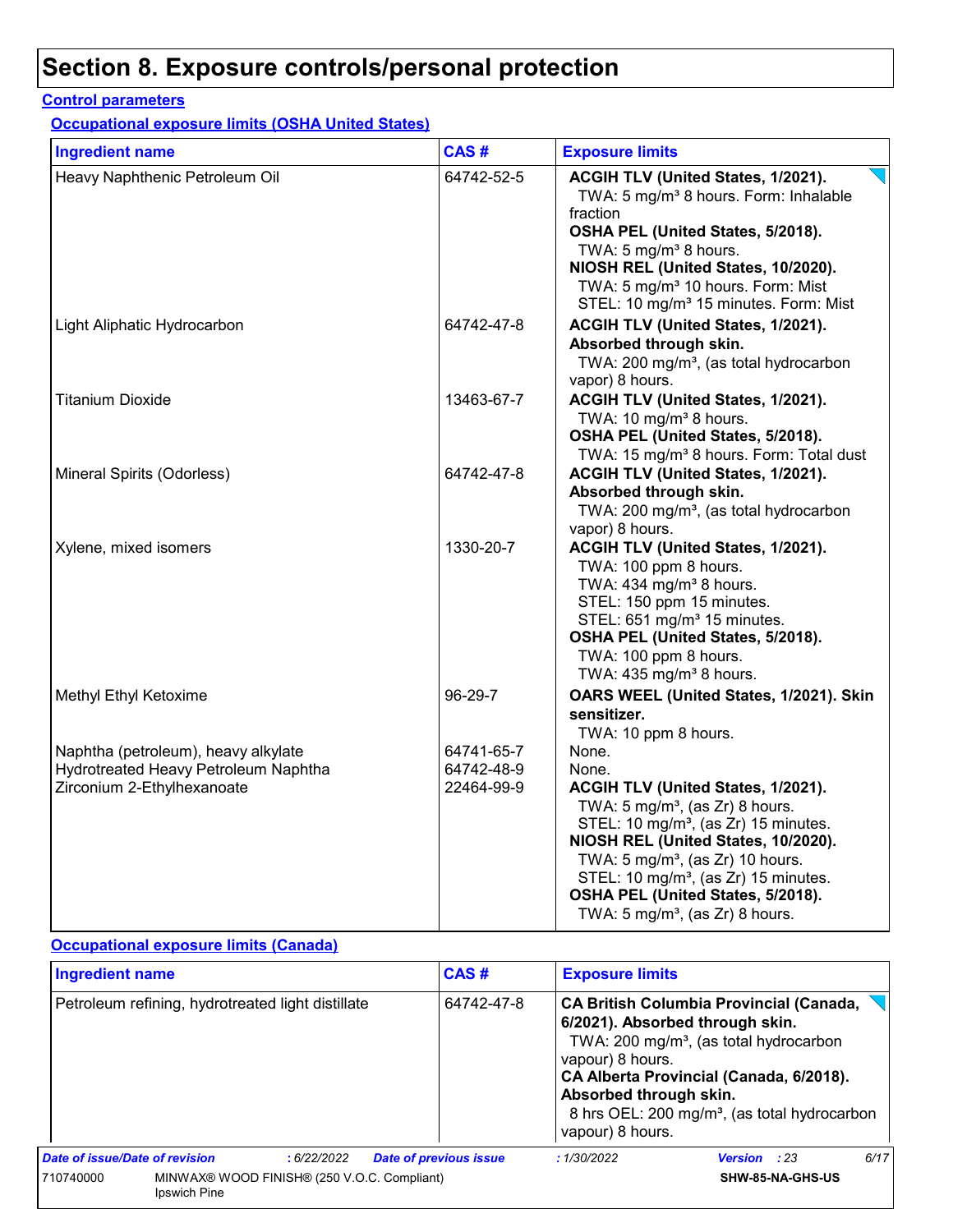# Section 8. Exposure controls/personal protection

**Control parameters**

**Occupational exposure limits (OSHA United States)**

| Ingredient name | CAS # | Exposure limits |
|---|---|---|
| Heavy Naphthenic Petroleum Oil | 64742-52-5 | **ACGIH TLV (United States, 1/2021).**<br>TWA: 5 mg/m³ 8 hours. Form: Inhalable fraction<br>**OSHA PEL (United States, 5/2018).**<br>TWA: 5 mg/m³ 8 hours.<br>**NIOSH REL (United States, 10/2020).**<br>TWA: 5 mg/m³ 10 hours. Form: Mist<br>STEL: 10 mg/m³ 15 minutes. Form: Mist |
| Light Aliphatic Hydrocarbon | 64742-47-8 | **ACGIH TLV (United States, 1/2021). Absorbed through skin.**<br>TWA: 200 mg/m³, (as total hydrocarbon vapor) 8 hours. |
| Titanium Dioxide | 13463-67-7 | **ACGIH TLV (United States, 1/2021).**<br>TWA: 10 mg/m³ 8 hours.<br>**OSHA PEL (United States, 5/2018).**<br>TWA: 15 mg/m³ 8 hours. Form: Total dust |
| Mineral Spirits (Odorless) | 64742-47-8 | **ACGIH TLV (United States, 1/2021). Absorbed through skin.**<br>TWA: 200 mg/m³, (as total hydrocarbon vapor) 8 hours. |
| Xylene, mixed isomers | 1330-20-7 | **ACGIH TLV (United States, 1/2021).**<br>TWA: 100 ppm 8 hours.<br>TWA: 434 mg/m³ 8 hours.<br>STEL: 150 ppm 15 minutes.<br>STEL: 651 mg/m³ 15 minutes.<br>**OSHA PEL (United States, 5/2018).**<br>TWA: 100 ppm 8 hours.<br>TWA: 435 mg/m³ 8 hours. |
| Methyl Ethyl Ketoxime | 96-29-7 | **OARS WEEL (United States, 1/2021). Skin sensitizer.**<br>TWA: 10 ppm 8 hours. |
| Naphtha (petroleum), heavy alkylate | 64741-65-7 | None. |
| Hydrotreated Heavy Petroleum Naphtha | 64742-48-9 | None. |
| Zirconium 2-Ethylhexanoate | 22464-99-9 | **ACGIH TLV (United States, 1/2021).**<br>TWA: 5 mg/m³, (as Zr) 8 hours.<br>STEL: 10 mg/m³, (as Zr) 15 minutes.<br>**NIOSH REL (United States, 10/2020).**<br>TWA: 5 mg/m³, (as Zr) 10 hours.<br>STEL: 10 mg/m³, (as Zr) 15 minutes.<br>**OSHA PEL (United States, 5/2018).**<br>TWA: 5 mg/m³, (as Zr) 8 hours. |

**Occupational exposure limits (Canada)**

| Ingredient name | CAS # | Exposure limits |
|---|---|---|
| Petroleum refining, hydrotreated light distillate | 64742-47-8 | **CA British Columbia Provincial (Canada, 6/2021). Absorbed through skin.**<br>TWA: 200 mg/m³, (as total hydrocarbon vapour) 8 hours.<br>**CA Alberta Provincial (Canada, 6/2018). Absorbed through skin.**<br>8 hrs OEL: 200 mg/m³, (as total hydrocarbon vapour) 8 hours. |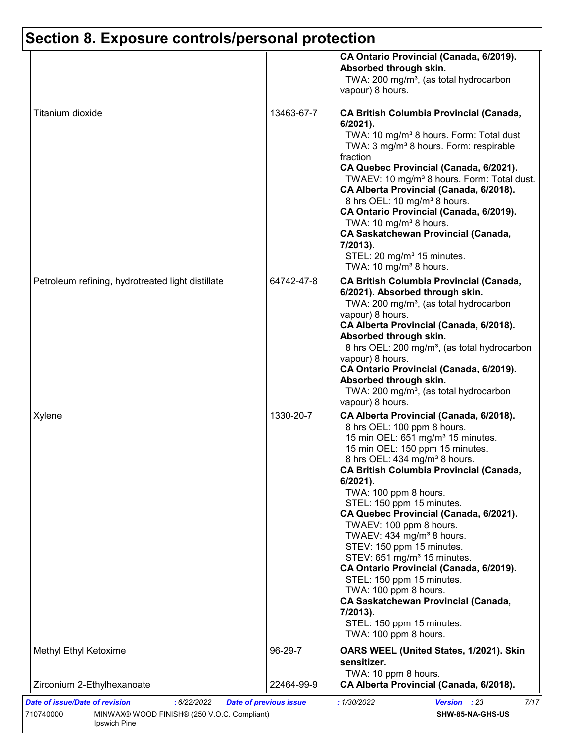## Section 8. Exposure controls/personal protection

| | | |
|---|---|---|
| | | **CA Ontario Provincial (Canada, 6/2019). Absorbed through skin.**<br>TWA: 200 mg/m³, (as total hydrocarbon vapour) 8 hours. |
| Titanium dioxide | 13463-67-7 | **CA British Columbia Provincial (Canada, 6/2021).**<br>TWA: 10 mg/m³ 8 hours. Form: Total dust<br>TWA: 3 mg/m³ 8 hours. Form: respirable fraction<br>**CA Quebec Provincial (Canada, 6/2021).**<br>TWAEV: 10 mg/m³ 8 hours. Form: Total dust.<br>**CA Alberta Provincial (Canada, 6/2018).**<br>8 hrs OEL: 10 mg/m³ 8 hours.<br>**CA Ontario Provincial (Canada, 6/2019).**<br>TWA: 10 mg/m³ 8 hours.<br>**CA Saskatchewan Provincial (Canada, 7/2013).**<br>STEL: 20 mg/m³ 15 minutes.<br>TWA: 10 mg/m³ 8 hours. |
| Petroleum refining, hydrotreated light distillate | 64742-47-8 | **CA British Columbia Provincial (Canada, 6/2021). Absorbed through skin.**<br>TWA: 200 mg/m³, (as total hydrocarbon vapour) 8 hours.<br>**CA Alberta Provincial (Canada, 6/2018). Absorbed through skin.**<br>8 hrs OEL: 200 mg/m³, (as total hydrocarbon vapour) 8 hours.<br>**CA Ontario Provincial (Canada, 6/2019). Absorbed through skin.**<br>TWA: 200 mg/m³, (as total hydrocarbon vapour) 8 hours. |
| Xylene | 1330-20-7 | **CA Alberta Provincial (Canada, 6/2018).**<br>8 hrs OEL: 100 ppm 8 hours.<br>15 min OEL: 651 mg/m³ 15 minutes.<br>15 min OEL: 150 ppm 15 minutes.<br>8 hrs OEL: 434 mg/m³ 8 hours.<br>**CA British Columbia Provincial (Canada, 6/2021).**<br>TWA: 100 ppm 8 hours.<br>STEL: 150 ppm 15 minutes.<br>**CA Quebec Provincial (Canada, 6/2021).**<br>TWAEV: 100 ppm 8 hours.<br>TWAEV: 434 mg/m³ 8 hours.<br>STEV: 150 ppm 15 minutes.<br>STEV: 651 mg/m³ 15 minutes.<br>**CA Ontario Provincial (Canada, 6/2019).**<br>STEL: 150 ppm 15 minutes.<br>TWA: 100 ppm 8 hours.<br>**CA Saskatchewan Provincial (Canada, 7/2013).**<br>STEL: 150 ppm 15 minutes.<br>TWA: 100 ppm 8 hours. |
| Methyl Ethyl Ketoxime | 96-29-7 | **OARS WEEL (United States, 1/2021). Skin sensitizer.**<br>TWA: 10 ppm 8 hours. |
| Zirconium 2-Ethylhexanoate | 22464-99-9 | **CA Alberta Provincial (Canada, 6/2018).** |

*Date of issue/Date of revision* : 6/22/2022 *Date of previous issue* : 1/30/2022 *Version* : 23

710740000 MINWAX® WOOD FINISH® (250 V.O.C. Compliant) Ipswich Pine SHW-85-NA-GHS-US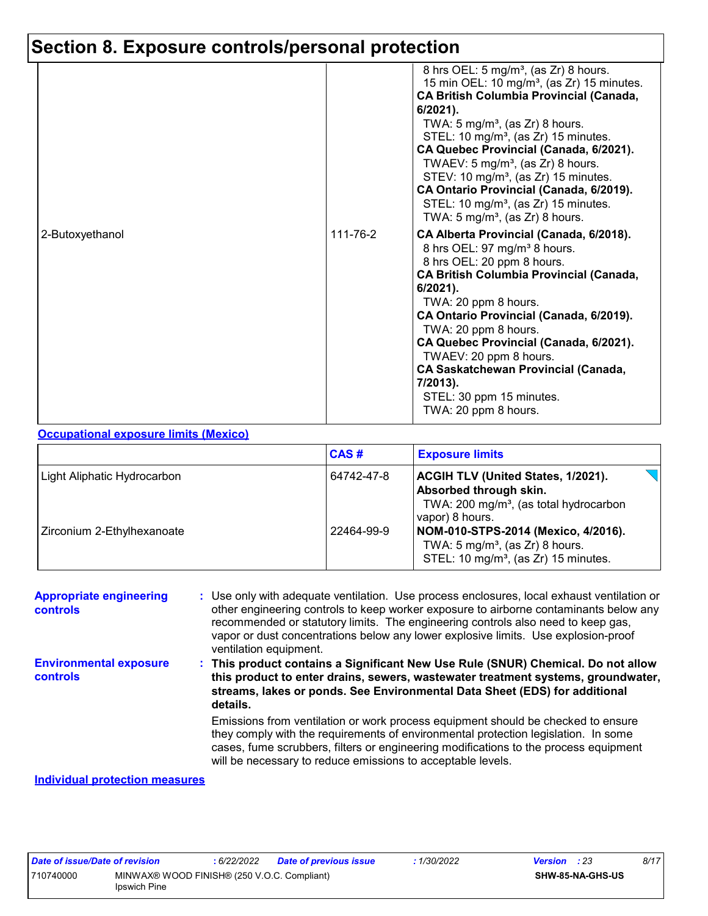## Section 8. Exposure controls/personal protection

| | | |
|---|---|---|
| | | 8 hrs OEL: 5 mg/m³, (as Zr) 8 hours.<br>15 min OEL: 10 mg/m³, (as Zr) 15 minutes.<br>**CA British Columbia Provincial (Canada, 6/2021).**<br>TWA: 5 mg/m³, (as Zr) 8 hours.<br>STEL: 10 mg/m³, (as Zr) 15 minutes.<br>**CA Quebec Provincial (Canada, 6/2021).**<br>TWAEV: 5 mg/m³, (as Zr) 8 hours.<br>STEV: 10 mg/m³, (as Zr) 15 minutes.<br>**CA Ontario Provincial (Canada, 6/2019).**<br>STEL: 10 mg/m³, (as Zr) 15 minutes.<br>TWA: 5 mg/m³, (as Zr) 8 hours. |
| 2-Butoxyethanol | 111-76-2 | **CA Alberta Provincial (Canada, 6/2018).**<br>8 hrs OEL: 97 mg/m³ 8 hours.<br>8 hrs OEL: 20 ppm 8 hours.<br>**CA British Columbia Provincial (Canada, 6/2021).**<br>TWA: 20 ppm 8 hours.<br>**CA Ontario Provincial (Canada, 6/2019).**<br>TWA: 20 ppm 8 hours.<br>**CA Quebec Provincial (Canada, 6/2021).**<br>TWAEV: 20 ppm 8 hours.<br>**CA Saskatchewan Provincial (Canada, 7/2013).**<br>STEL: 30 ppm 15 minutes.<br>TWA: 20 ppm 8 hours. |

**Occupational exposure limits (Mexico)**

| | CAS # | Exposure limits |
|---|---|---|
| Light Aliphatic Hydrocarbon | 64742-47-8 | **ACGIH TLV (United States, 1/2021). Absorbed through skin.**<br>TWA: 200 mg/m³, (as total hydrocarbon vapor) 8 hours. |
| Zirconium 2-Ethylhexanoate | 22464-99-9 | **NOM-010-STPS-2014 (Mexico, 4/2016).**<br>TWA: 5 mg/m³, (as Zr) 8 hours.<br>STEL: 10 mg/m³, (as Zr) 15 minutes. |

**Appropriate engineering controls** : Use only with adequate ventilation. Use process enclosures, local exhaust ventilation or other engineering controls to keep worker exposure to airborne contaminants below any recommended or statutory limits. The engineering controls also need to keep gas, vapor or dust concentrations below any lower explosive limits. Use explosion-proof ventilation equipment.

**Environmental exposure controls** : **This product contains a Significant New Use Rule (SNUR) Chemical. Do not allow this product to enter drains, sewers, wastewater treatment systems, groundwater, streams, lakes or ponds. See Environmental Data Sheet (EDS) for additional details.**

Emissions from ventilation or work process equipment should be checked to ensure they comply with the requirements of environmental protection legislation. In some cases, fume scrubbers, filters or engineering modifications to the process equipment will be necessary to reduce emissions to acceptable levels.

**Individual protection measures**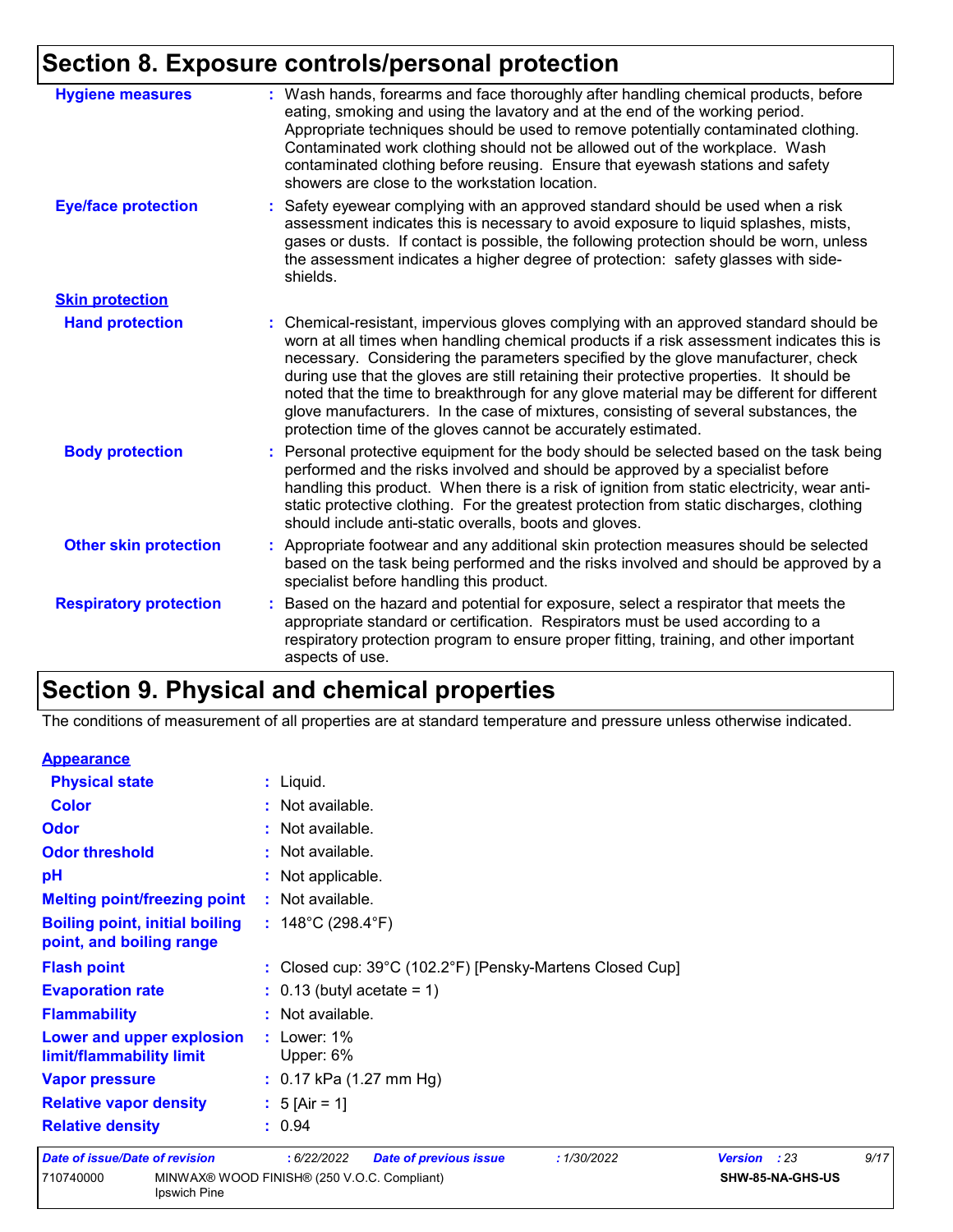## Section 8. Exposure controls/personal protection

**Hygiene measures** : Wash hands, forearms and face thoroughly after handling chemical products, before eating, smoking and using the lavatory and at the end of the working period. Appropriate techniques should be used to remove potentially contaminated clothing. Contaminated work clothing should not be allowed out of the workplace. Wash contaminated clothing before reusing. Ensure that eyewash stations and safety showers are close to the workstation location.

**Eye/face protection** : Safety eyewear complying with an approved standard should be used when a risk assessment indicates this is necessary to avoid exposure to liquid splashes, mists, gases or dusts. If contact is possible, the following protection should be worn, unless the assessment indicates a higher degree of protection: safety glasses with side-shields.

**Skin protection**

**Hand protection** : Chemical-resistant, impervious gloves complying with an approved standard should be worn at all times when handling chemical products if a risk assessment indicates this is necessary. Considering the parameters specified by the glove manufacturer, check during use that the gloves are still retaining their protective properties. It should be noted that the time to breakthrough for any glove material may be different for different glove manufacturers. In the case of mixtures, consisting of several substances, the protection time of the gloves cannot be accurately estimated.

**Body protection** : Personal protective equipment for the body should be selected based on the task being performed and the risks involved and should be approved by a specialist before handling this product. When there is a risk of ignition from static electricity, wear anti-static protective clothing. For the greatest protection from static discharges, clothing should include anti-static overalls, boots and gloves.

**Other skin protection** : Appropriate footwear and any additional skin protection measures should be selected based on the task being performed and the risks involved and should be approved by a specialist before handling this product.

**Respiratory protection** : Based on the hazard and potential for exposure, select a respirator that meets the appropriate standard or certification. Respirators must be used according to a respiratory protection program to ensure proper fitting, training, and other important aspects of use.

## Section 9. Physical and chemical properties

The conditions of measurement of all properties are at standard temperature and pressure unless otherwise indicated.

**Appearance**

**Physical state** : Liquid.

**Color** : Not available.

**Odor** : Not available.

**Odor threshold** : Not available.

**pH** : Not applicable.

**Melting point/freezing point** : Not available.

**Boiling point, initial boiling point, and boiling range** : 148°C (298.4°F)

**Flash point** : Closed cup: 39°C (102.2°F) [Pensky-Martens Closed Cup]

**Evaporation rate** : 0.13 (butyl acetate = 1)

**Flammability** : Not available.

**Lower and upper explosion limit/flammability limit** : Lower: 1%
Upper: 6%

**Vapor pressure** : 0.17 kPa (1.27 mm Hg)

**Relative vapor density** : 5 [Air = 1]

**Relative density** : 0.94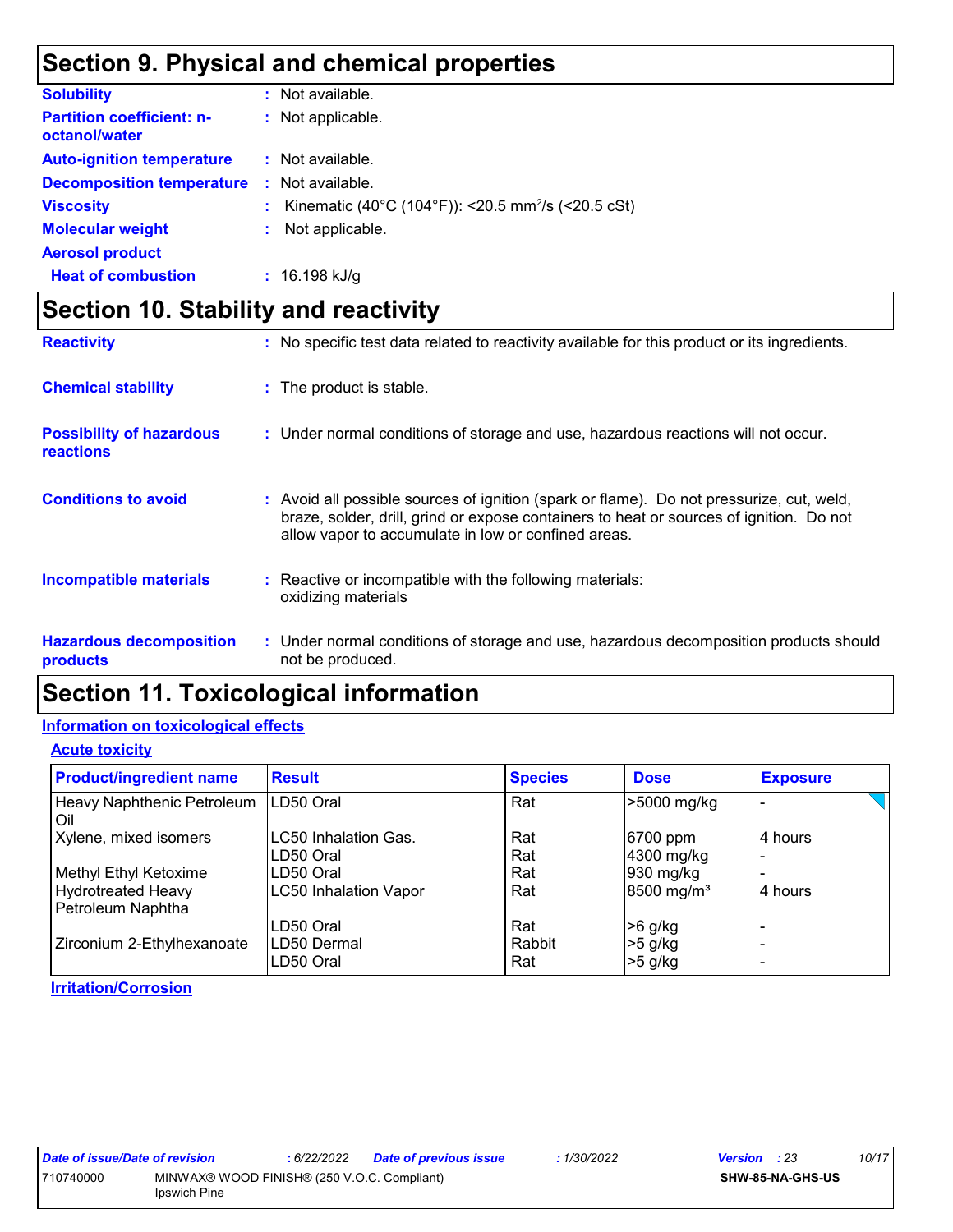# Section 9. Physical and chemical properties

| | |
|---|---|
| **Solubility** | : Not available. |
| **Partition coefficient: n-octanol/water** | : Not applicable. |
| **Auto-ignition temperature** | : Not available. |
| **Decomposition temperature** | : Not available. |
| **Viscosity** | : Kinematic (40°C (104°F)): <20.5 $mm^2/s$ (<20.5 cSt) |
| **Molecular weight** | : Not applicable. |

**Aerosol product**

| | |
|---|---|
| **Heat of combustion** | : 16.198 kJ/g |

# Section 10. Stability and reactivity

| | |
|---|---|
| **Reactivity** | : No specific test data related to reactivity available for this product or its ingredients. |
| **Chemical stability** | : The product is stable. |
| **Possibility of hazardous reactions** | : Under normal conditions of storage and use, hazardous reactions will not occur. |
| **Conditions to avoid** | : Avoid all possible sources of ignition (spark or flame). Do not pressurize, cut, weld, braze, solder, drill, grind or expose containers to heat or sources of ignition. Do not allow vapor to accumulate in low or confined areas. |
| **Incompatible materials** | : Reactive or incompatible with the following materials: oxidizing materials |
| **Hazardous decomposition products** | : Under normal conditions of storage and use, hazardous decomposition products should not be produced. |

# Section 11. Toxicological information

## Information on toxicological effects

### Acute toxicity

| Product/ingredient name | Result | Species | Dose | Exposure |
|---|---|---|---|---|
| Heavy Naphthenic Petroleum Oil | LD50 Oral | Rat | >5000 mg/kg | - |
| Xylene, mixed isomers | LC50 Inhalation Gas. | Rat | 6700 ppm | 4 hours |
| | LD50 Oral | Rat | 4300 mg/kg | - |
| Methyl Ethyl Ketoxime | LD50 Oral | Rat | 930 mg/kg | - |
| Hydrotreated Heavy Petroleum Naphtha | LC50 Inhalation Vapor | Rat | 8500 $mg/m^3$ | 4 hours |
| | LD50 Oral | Rat | >6 g/kg | - |
| Zirconium 2-Ethylhexanoate | LD50 Dermal | Rabbit | >5 g/kg | - |
| | LD50 Oral | Rat | >5 g/kg | - |

### Irritation/Corrosion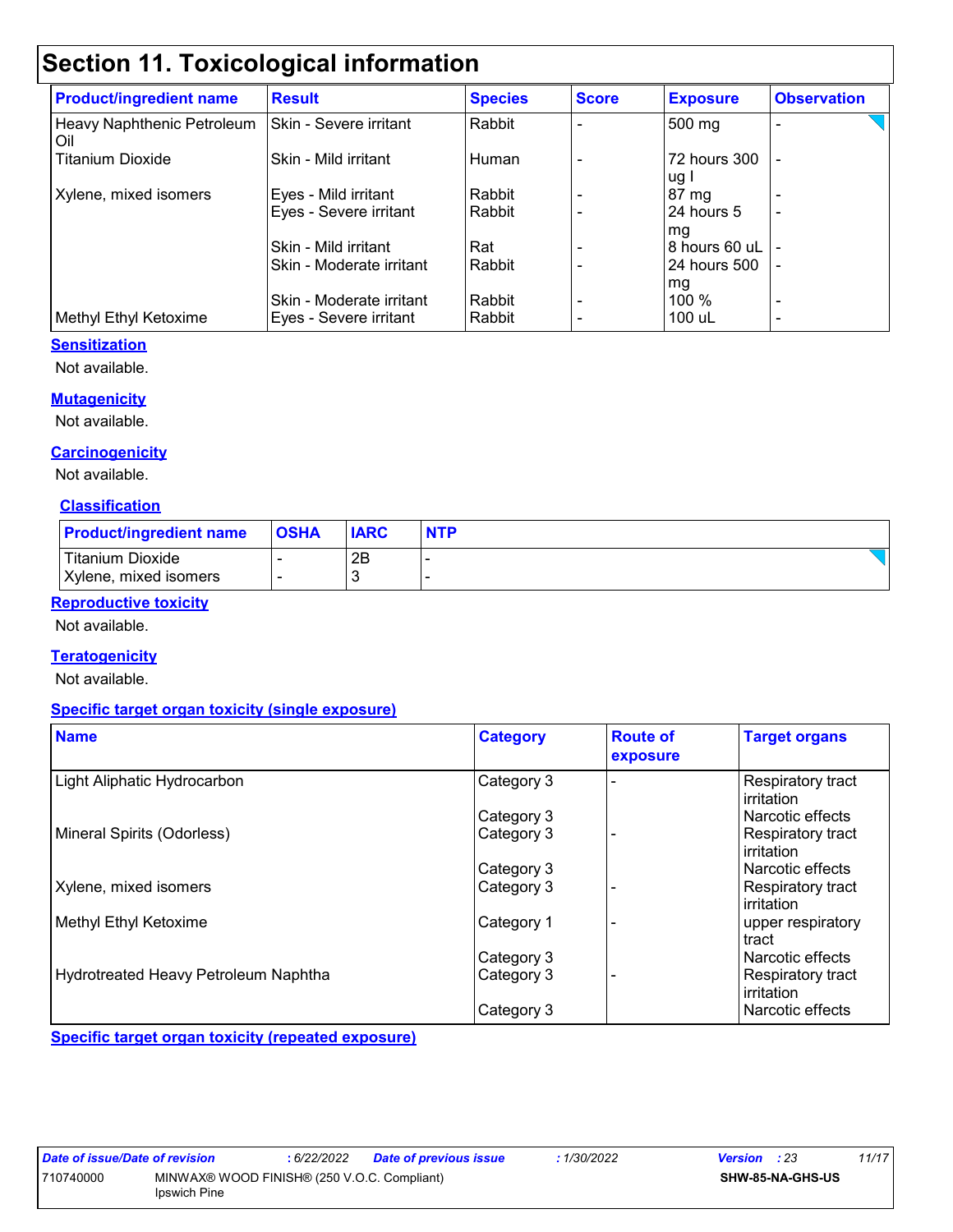# Section 11. Toxicological information

| Product/ingredient name | Result | Species | Score | Exposure | Observation |
|---|---|---|---|---|---|
| Heavy Naphthenic Petroleum Oil | Skin - Severe irritant | Rabbit | - | 500 mg | - |
| Titanium Dioxide | Skin - Mild irritant | Human | - | 72 hours 300 ug I | - |
| Xylene, mixed isomers | Eyes - Mild irritant | Rabbit | - | 87 mg | - |
| | Eyes - Severe irritant | Rabbit | - | 24 hours 5 mg | - |
| | Skin - Mild irritant | Rat | - | 8 hours 60 uL | - |
| | Skin - Moderate irritant | Rabbit | - | 24 hours 500 mg | - |
| | Skin - Moderate irritant | Rabbit | - | 100 % | - |
| Methyl Ethyl Ketoxime | Eyes - Severe irritant | Rabbit | - | 100 uL | - |

**Sensitization**

Not available.

**Mutagenicity**

Not available.

**Carcinogenicity**

Not available.

**Classification**

| Product/ingredient name | OSHA | IARC | NTP |
|---|---|---|---|
| Titanium Dioxide | - | 2B | - |
| Xylene, mixed isomers | - | 3 | - |

**Reproductive toxicity**

Not available.

**Teratogenicity**

Not available.

**Specific target organ toxicity (single exposure)**

| Name | Category | Route of exposure | Target organs |
|---|---|---|---|
| Light Aliphatic Hydrocarbon | Category 3 | - | Respiratory tract irritation |
| | Category 3 | | Narcotic effects |
| Mineral Spirits (Odorless) | Category 3 | - | Respiratory tract irritation |
| | Category 3 | | Narcotic effects |
| Xylene, mixed isomers | Category 3 | - | Respiratory tract irritation |
| Methyl Ethyl Ketoxime | Category 1 | - | upper respiratory tract |
| | Category 3 | | Narcotic effects |
| Hydrotreated Heavy Petroleum Naphtha | Category 3 | - | Respiratory tract irritation |
| | Category 3 | | Narcotic effects |

**Specific target organ toxicity (repeated exposure)**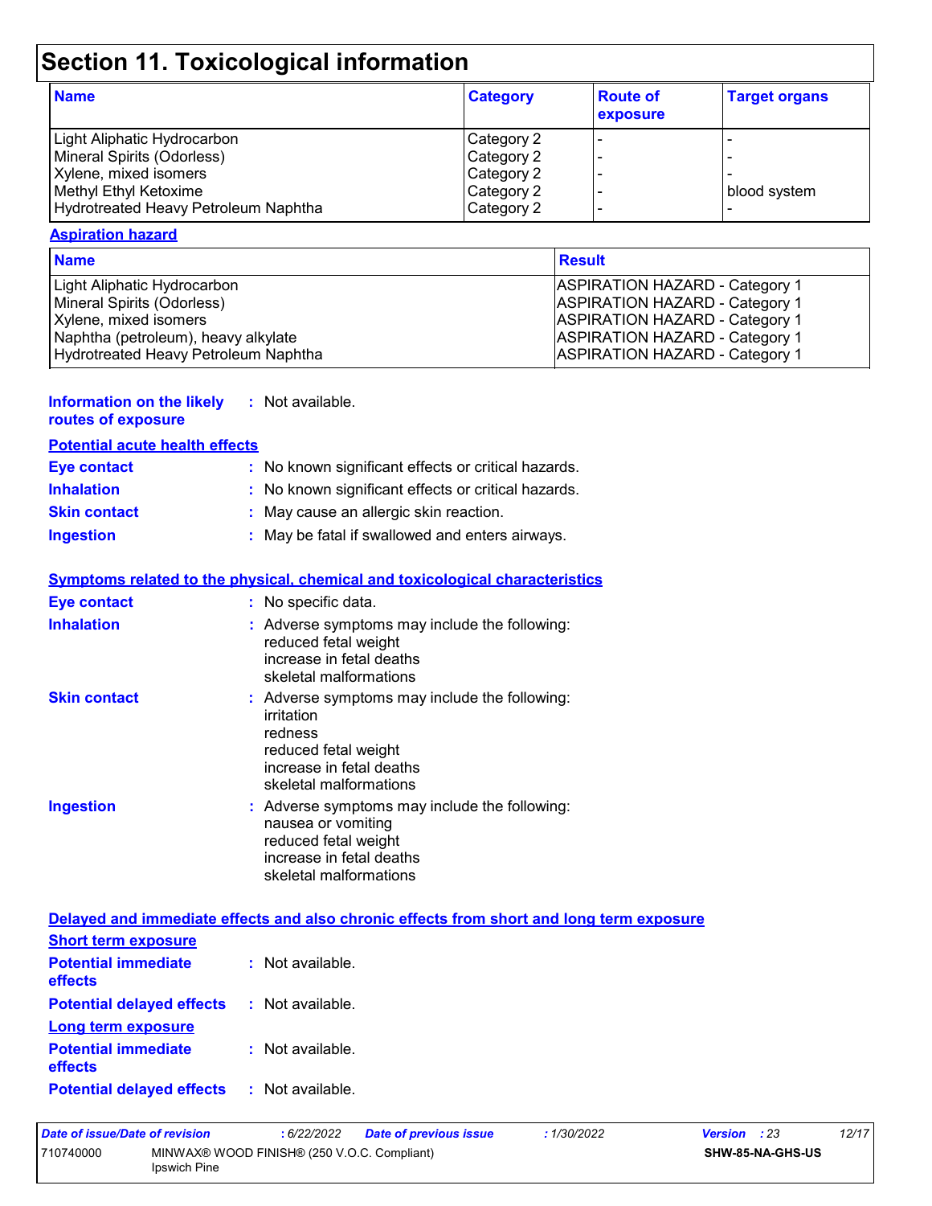# Section 11. Toxicological information

| Name | Category | Route of exposure | Target organs |
| --- | --- | --- | --- |
| Light Aliphatic Hydrocarbon | Category 2 | - | - |
| Mineral Spirits (Odorless) | Category 2 | - | - |
| Xylene, mixed isomers | Category 2 | - | - |
| Methyl Ethyl Ketoxime | Category 2 | - | blood system |
| Hydrotreated Heavy Petroleum Naphtha | Category 2 | - | - |

**Aspiration hazard**

| Name | Result |
| --- | --- |
| Light Aliphatic Hydrocarbon | ASPIRATION HAZARD - Category 1 |
| Mineral Spirits (Odorless) | ASPIRATION HAZARD - Category 1 |
| Xylene, mixed isomers | ASPIRATION HAZARD - Category 1 |
| Naphtha (petroleum), heavy alkylate | ASPIRATION HAZARD - Category 1 |
| Hydrotreated Heavy Petroleum Naphtha | ASPIRATION HAZARD - Category 1 |

**Information on the likely routes of exposure** : Not available.

**Potential acute health effects**

**Eye contact** : No known significant effects or critical hazards.

**Inhalation** : No known significant effects or critical hazards.

**Skin contact** : May cause an allergic skin reaction.

**Ingestion** : May be fatal if swallowed and enters airways.

**Symptoms related to the physical, chemical and toxicological characteristics**

**Eye contact** : No specific data.

**Inhalation** : Adverse symptoms may include the following:
reduced fetal weight
increase in fetal deaths
skeletal malformations

**Skin contact** : Adverse symptoms may include the following:
irritation
redness
reduced fetal weight
increase in fetal deaths
skeletal malformations

**Ingestion** : Adverse symptoms may include the following:
nausea or vomiting
reduced fetal weight
increase in fetal deaths
skeletal malformations

**Delayed and immediate effects and also chronic effects from short and long term exposure**

**Short term exposure**

**Potential immediate effects** : Not available.

**Potential delayed effects** : Not available.

**Long term exposure**

**Potential immediate effects** : Not available.

**Potential delayed effects** : Not available.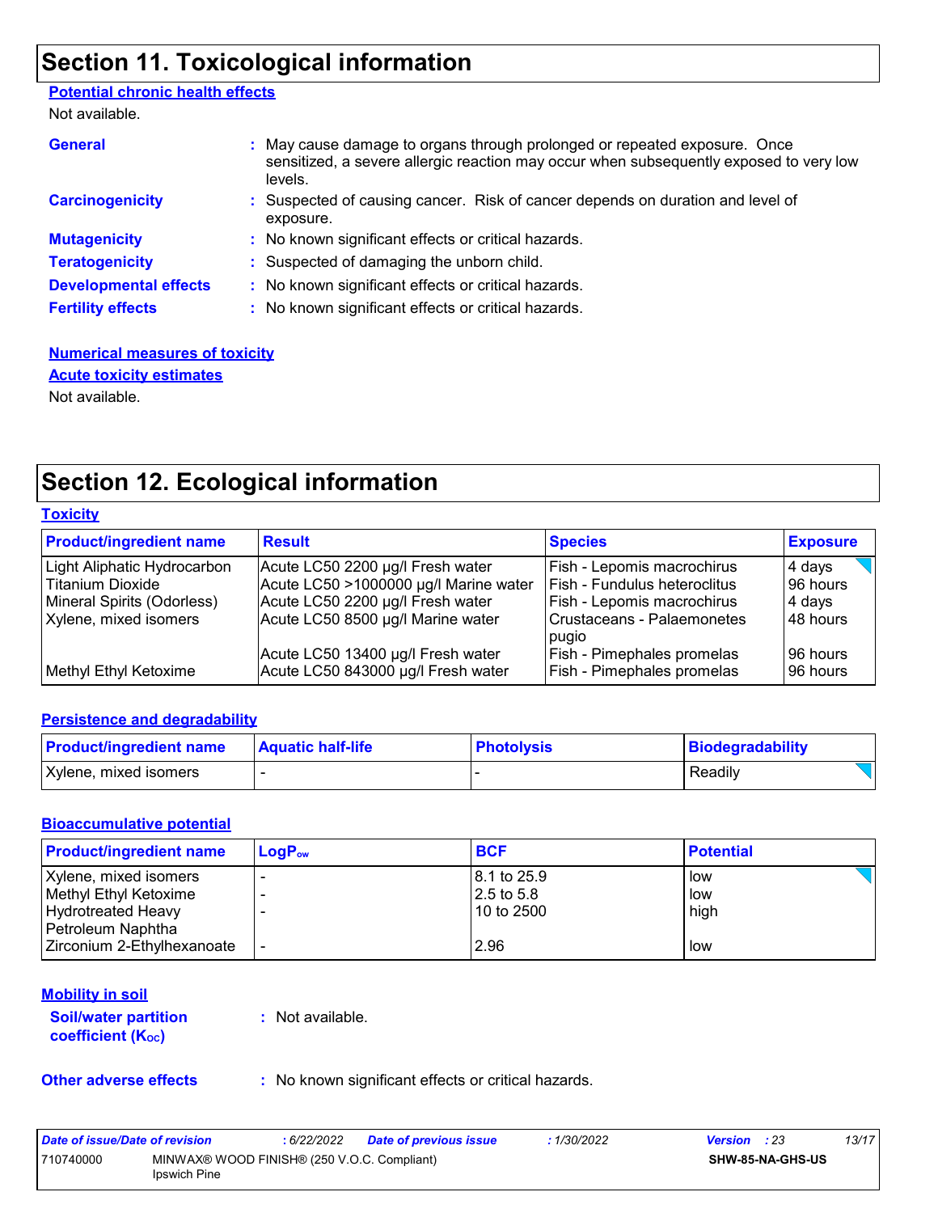# Section 11. Toxicological information

**Potential chronic health effects**

Not available.

| | |
|---|---|
| **General** | : May cause damage to organs through prolonged or repeated exposure. Once sensitized, a severe allergic reaction may occur when subsequently exposed to very low levels. |
| **Carcinogenicity** | : Suspected of causing cancer. Risk of cancer depends on duration and level of exposure. |
| **Mutagenicity** | : No known significant effects or critical hazards. |
| **Teratogenicity** | : Suspected of damaging the unborn child. |
| **Developmental effects** | : No known significant effects or critical hazards. |
| **Fertility effects** | : No known significant effects or critical hazards. |

**Numerical measures of toxicity**

**Acute toxicity estimates**

Not available.

# Section 12. Ecological information

**Toxicity**

| Product/ingredient name | Result | Species | Exposure |
|---|---|---|---|
| Light Aliphatic Hydrocarbon | Acute LC50 2200 µg/l Fresh water | Fish - Lepomis macrochirus | 4 days |
| Titanium Dioxide | Acute LC50 >1000000 µg/l Marine water | Fish - Fundulus heteroclitus | 96 hours |
| Mineral Spirits (Odorless) | Acute LC50 2200 µg/l Fresh water | Fish - Lepomis macrochirus | 4 days |
| Xylene, mixed isomers | Acute LC50 8500 µg/l Marine water | Crustaceans - Palaemonetes pugio | 48 hours |
| | Acute LC50 13400 µg/l Fresh water | Fish - Pimephales promelas | 96 hours |
| Methyl Ethyl Ketoxime | Acute LC50 843000 µg/l Fresh water | Fish - Pimephales promelas | 96 hours |

**Persistence and degradability**

| Product/ingredient name | Aquatic half-life | Photolysis | Biodegradability |
|---|---|---|---|
| Xylene, mixed isomers | - | - | Readily |

**Bioaccumulative potential**

| Product/ingredient name | $LogP_{ow}$ | BCF | Potential |
|---|---|---|---|
| Xylene, mixed isomers | - | 8.1 to 25.9 | low |
| Methyl Ethyl Ketoxime | - | 2.5 to 5.8 | low |
| Hydrotreated Heavy Petroleum Naphtha | - | 10 to 2500 | high |
| Zirconium 2-Ethylhexanoate | - | 2.96 | low |

**Mobility in soil**

| | |
|---|---|
| **Soil/water partition coefficient ($K_{OC}$)** | : Not available. |
| **Other adverse effects** | : No known significant effects or critical hazards. |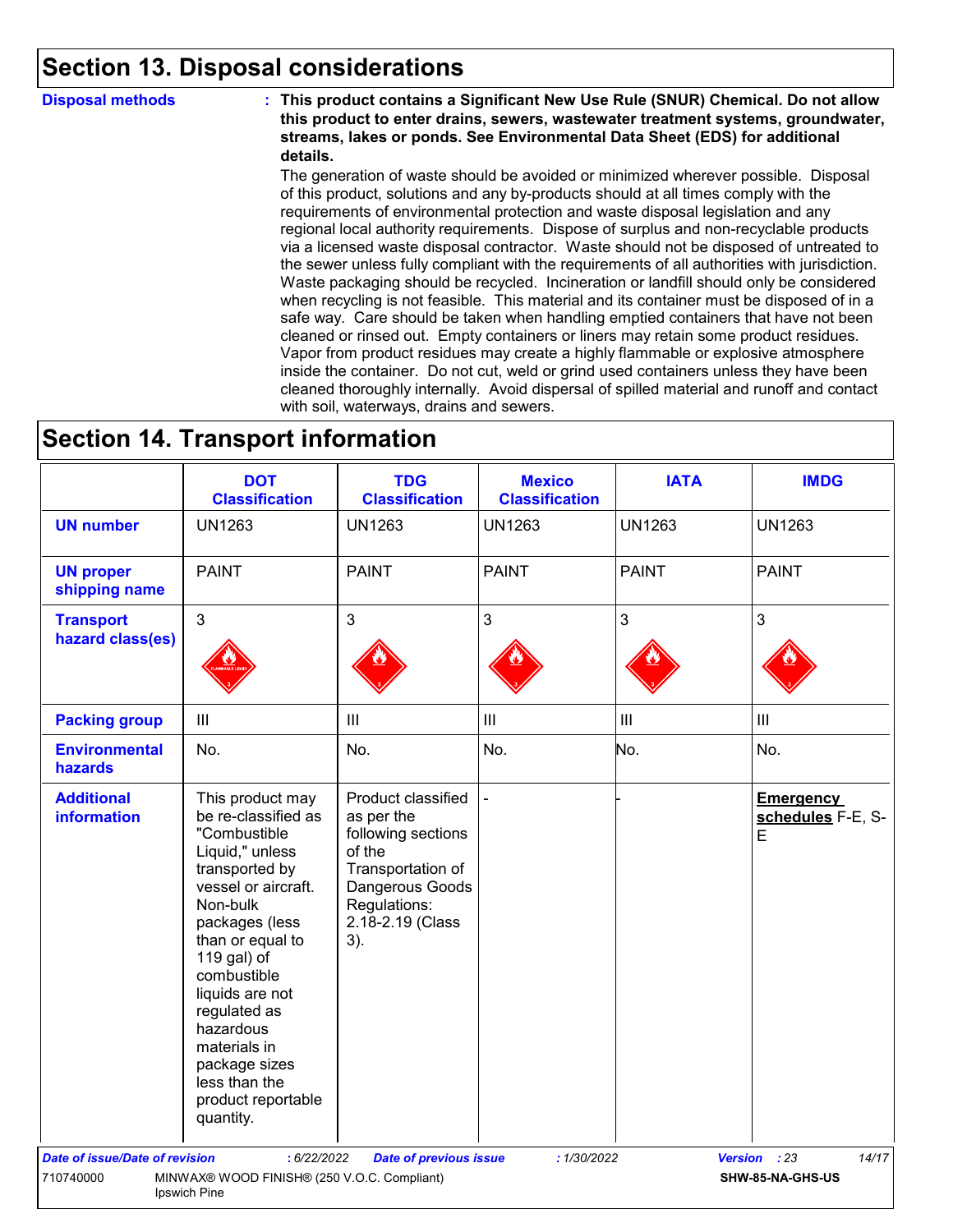## Section 13. Disposal considerations

**Disposal methods** : **This product contains a Significant New Use Rule (SNUR) Chemical. Do not allow this product to enter drains, sewers, wastewater treatment systems, groundwater, streams, lakes or ponds. See Environmental Data Sheet (EDS) for additional details.**

The generation of waste should be avoided or minimized wherever possible. Disposal of this product, solutions and any by-products should at all times comply with the requirements of environmental protection and waste disposal legislation and any regional local authority requirements. Dispose of surplus and non-recyclable products via a licensed waste disposal contractor. Waste should not be disposed of untreated to the sewer unless fully compliant with the requirements of all authorities with jurisdiction. Waste packaging should be recycled. Incineration or landfill should only be considered when recycling is not feasible. This material and its container must be disposed of in a safe way. Care should be taken when handling emptied containers that have not been cleaned or rinsed out. Empty containers or liners may retain some product residues. Vapor from product residues may create a highly flammable or explosive atmosphere inside the container. Do not cut, weld or grind used containers unless they have been cleaned thoroughly internally. Avoid dispersal of spilled material and runoff and contact with soil, waterways, drains and sewers.

## Section 14. Transport information

| | DOT Classification | TDG Classification | Mexico Classification | IATA | IMDG |
|---|---|---|---|---|---|
| **UN number** | UN1263 | UN1263 | UN1263 | UN1263 | UN1263 |
| **UN proper shipping name** | PAINT | PAINT | PAINT | PAINT | PAINT |
| **Transport hazard class(es)** | 3 | 3 | 3 | 3 | 3 |
| **Packing group** | III | III | III | III | III |
| **Environmental hazards** | No. | No. | No. | No. | No. |
| **Additional information** | This product may be re-classified as "Combustible Liquid," unless transported by vessel or aircraft. Non-bulk packages (less than or equal to 119 gal) of combustible liquids are not regulated as hazardous materials in package sizes less than the product reportable quantity. | Product classified as per the following sections of the Transportation of Dangerous Goods Regulations: 2.18-2.19 (Class 3). | - | - | **Emergency schedules** F-E, S-E |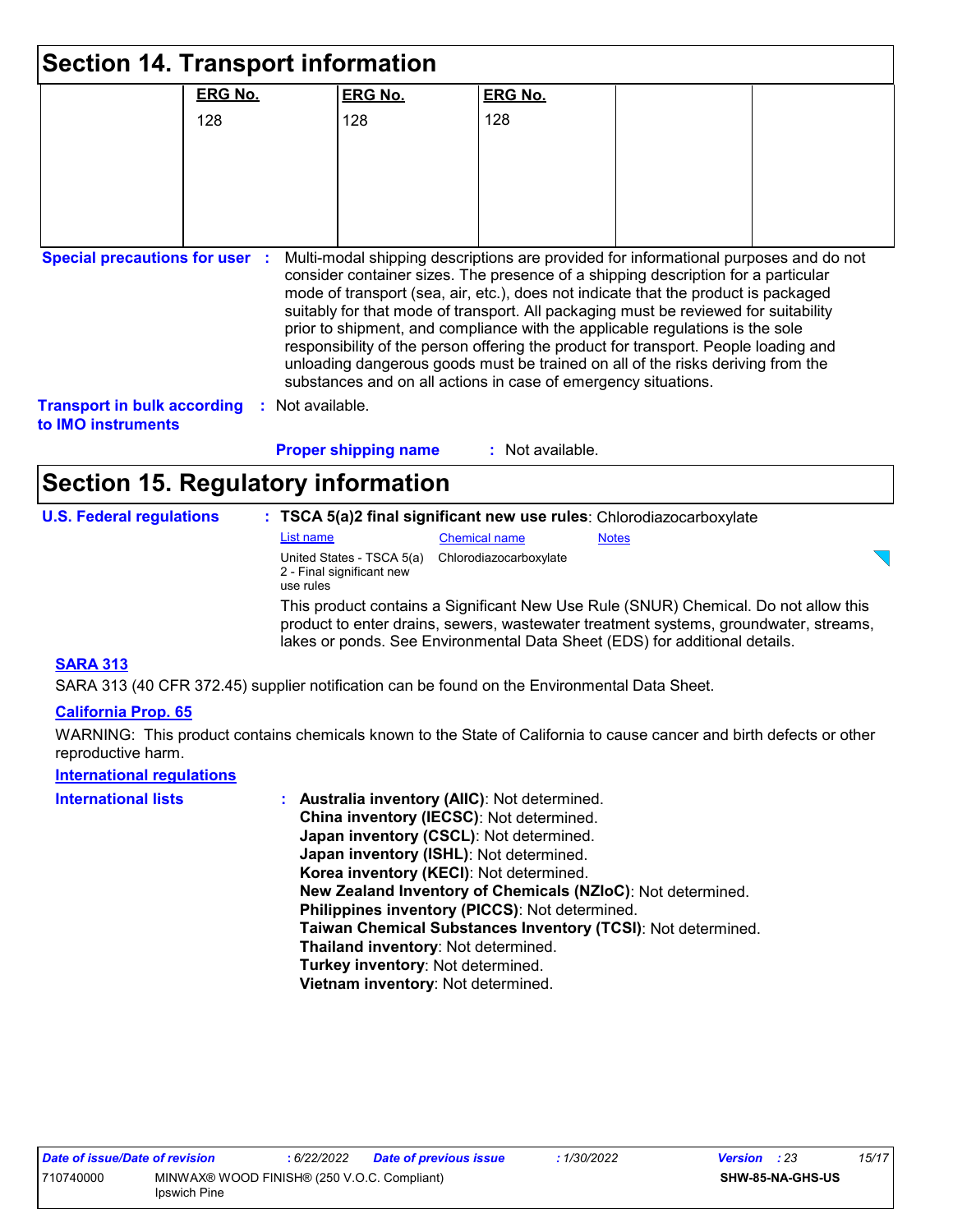## Section 14. Transport information

| | ERG No. | ERG No. | ERG No. | | |
|---|---|---|---|---|---|
| | 128 | 128 | 128 | | |

**Special precautions for user** : Multi-modal shipping descriptions are provided for informational purposes and do not consider container sizes. The presence of a shipping description for a particular mode of transport (sea, air, etc.), does not indicate that the product is packaged suitably for that mode of transport. All packaging must be reviewed for suitability prior to shipment, and compliance with the applicable regulations is the sole responsibility of the person offering the product for transport. People loading and unloading dangerous goods must be trained on all of the risks deriving from the substances and on all actions in case of emergency situations.

**Transport in bulk according to IMO instruments** : Not available.

**Proper shipping name** : Not available.

## Section 15. Regulatory information

**U.S. Federal regulations** : **TSCA 5(a)2 final significant new use rules**: Chlorodiazocarboxylate

| List name | Chemical name | Notes |
|---|---|---|
| United States - TSCA 5(a) 2 - Final significant new use rules | Chlorodiazocarboxylate | |

This product contains a Significant New Use Rule (SNUR) Chemical. Do not allow this product to enter drains, sewers, wastewater treatment systems, groundwater, streams, lakes or ponds. See Environmental Data Sheet (EDS) for additional details.

**SARA 313**

SARA 313 (40 CFR 372.45) supplier notification can be found on the Environmental Data Sheet.

**California Prop. 65**

WARNING: This product contains chemicals known to the State of California to cause cancer and birth defects or other reproductive harm.

**International regulations**

**International lists** :
**Australia inventory (AIIC)**: Not determined.
**China inventory (IECSC)**: Not determined.
**Japan inventory (CSCL)**: Not determined.
**Japan inventory (ISHL)**: Not determined.
**Korea inventory (KECI)**: Not determined.
**New Zealand Inventory of Chemicals (NZIoC)**: Not determined.
**Philippines inventory (PICCS)**: Not determined.
**Taiwan Chemical Substances Inventory (TCSI)**: Not determined.
**Thailand inventory**: Not determined.
**Turkey inventory**: Not determined.
**Vietnam inventory**: Not determined.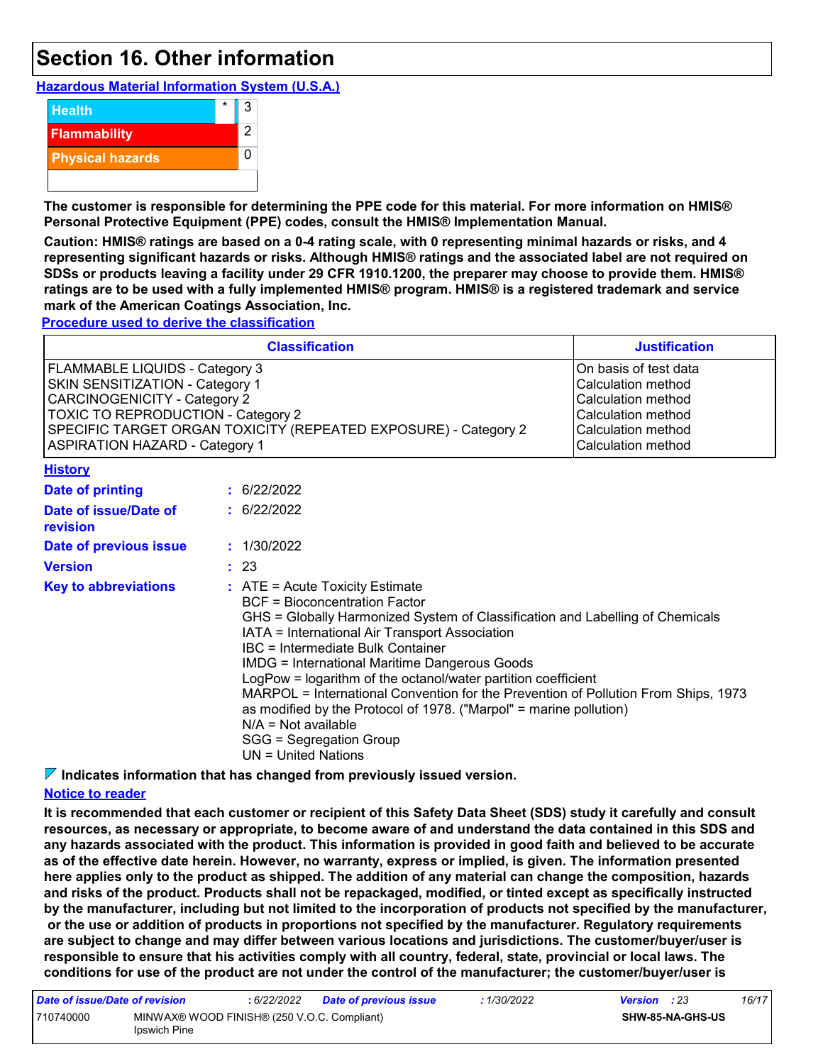# Section 16. Other information

**Hazardous Material Information System (U.S.A.)**

| | | |
|---|---|---|
| Health | * | 3 |
| Flammability | | 2 |
| Physical hazards | | 0 |

**The customer is responsible for determining the PPE code for this material. For more information on HMIS® Personal Protective Equipment (PPE) codes, consult the HMIS® Implementation Manual.**

**Caution: HMIS® ratings are based on a 0-4 rating scale, with 0 representing minimal hazards or risks, and 4 representing significant hazards or risks. Although HMIS® ratings and the associated label are not required on SDSs or products leaving a facility under 29 CFR 1910.1200, the preparer may choose to provide them. HMIS® ratings are to be used with a fully implemented HMIS® program. HMIS® is a registered trademark and service mark of the American Coatings Association, Inc.**

**Procedure used to derive the classification**

| Classification | Justification |
|---|---|
| FLAMMABLE LIQUIDS - Category 3 | On basis of test data |
| SKIN SENSITIZATION - Category 1 | Calculation method |
| CARCINOGENICITY - Category 2 | Calculation method |
| TOXIC TO REPRODUCTION - Category 2 | Calculation method |
| SPECIFIC TARGET ORGAN TOXICITY (REPEATED EXPOSURE) - Category 2 | Calculation method |
| ASPIRATION HAZARD - Category 1 | Calculation method |

**History**

**Date of printing** : 6/22/2022

**Date of issue/Date of revision** : 6/22/2022

**Date of previous issue** : 1/30/2022

**Version** : 23

**Key to abbreviations** :
ATE = Acute Toxicity Estimate
BCF = Bioconcentration Factor
GHS = Globally Harmonized System of Classification and Labelling of Chemicals
IATA = International Air Transport Association
IBC = Intermediate Bulk Container
IMDG = International Maritime Dangerous Goods
LogPow = logarithm of the octanol/water partition coefficient
MARPOL = International Convention for the Prevention of Pollution From Ships, 1973 as modified by the Protocol of 1978. ("Marpol" = marine pollution)
N/A = Not available
SGG = Segregation Group
UN = United Nations

**Indicates information that has changed from previously issued version.**

**Notice to reader**

**It is recommended that each customer or recipient of this Safety Data Sheet (SDS) study it carefully and consult resources, as necessary or appropriate, to become aware of and understand the data contained in this SDS and any hazards associated with the product. This information is provided in good faith and believed to be accurate as of the effective date herein. However, no warranty, express or implied, is given. The information presented here applies only to the product as shipped. The addition of any material can change the composition, hazards and risks of the product. Products shall not be repackaged, modified, or tinted except as specifically instructed by the manufacturer, including but not limited to the incorporation of products not specified by the manufacturer, or the use or addition of products in proportions not specified by the manufacturer. Regulatory requirements are subject to change and may differ between various locations and jurisdictions. The customer/buyer/user is responsible to ensure that his activities comply with all country, federal, state, provincial or local laws. The conditions for use of the product are not under the control of the manufacturer; the customer/buyer/user is**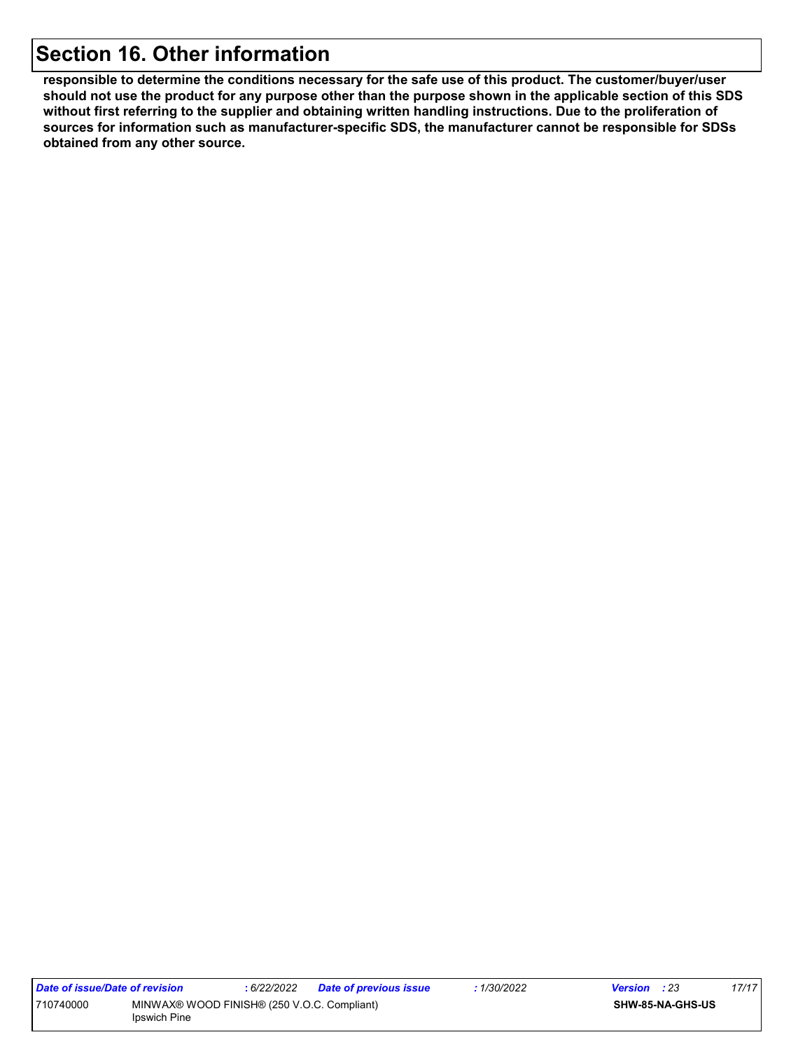# Section 16. Other information

**responsible to determine the conditions necessary for the safe use of this product. The customer/buyer/user should not use the product for any purpose other than the purpose shown in the applicable section of this SDS without first referring to the supplier and obtaining written handling instructions. Due to the proliferation of sources for information such as manufacturer-specific SDS, the manufacturer cannot be responsible for SDSs obtained from any other source.**